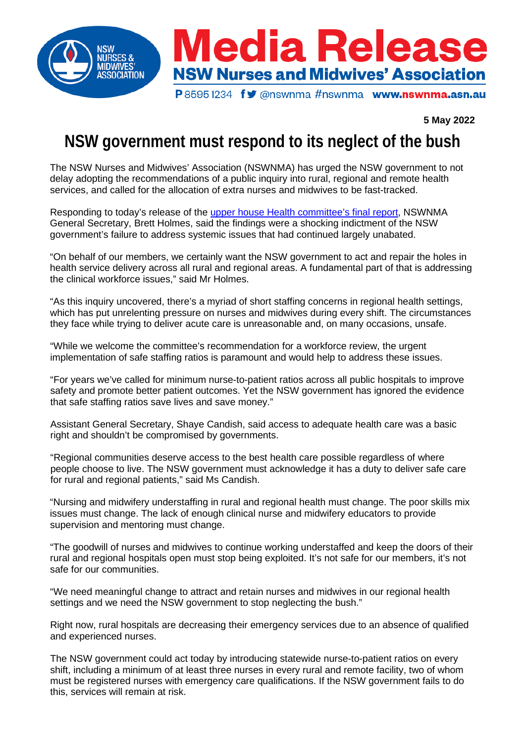# Media Release

## NSW Nurses and Midwives' Association

P 8595 1234 @nswnma #nswnma www.nswnma.asn.au

**5 May 2022**

# NSW government must respond to its neglect of the bush

The NSW Nurses and Midwives' Association (NSWNMA) has urged the NSW government to not delay adopting the recommendations of a public inquiry into rural, regional and remote health services, and called for the allocation of extra nurses and midwives to be fast-tracked.

Responding to today's release of the upper house Health committee's final report, NSWNMA General Secretary, Brett Holmes, said the findings were a shocking indictment of the NSW government's failure to address systemic issues that had continued largely unabated.

"On behalf of our members, we certainly want the NSW government to act and repair the holes in health service delivery across all rural and regional areas. A fundamental part of that is addressing the clinical workforce issues," said Mr Holmes.

"As this inquiry uncovered, there's a myriad of short staffing concerns in regional health settings, which has put unrelenting pressure on nurses and midwives during every shift. The circumstances they face while trying to deliver acute care is unreasonable and, on many occasions, unsafe.

"While we welcome the committee's recommendation for a workforce review, the urgent implementation of safe staffing ratios is paramount and would help to address these issues.

"For years we've called for minimum nurse-to-patient ratios across all public hospitals to improve safety and promote better patient outcomes. Yet the NSW government has ignored the evidence that safe staffing ratios save lives and save money."

Assistant General Secretary, Shaye Candish, said access to adequate health care was a basic right and shouldn't be compromised by governments.

"Regional communities deserve access to the best health care possible regardless of where people choose to live. The NSW government must acknowledge it has a duty to deliver safe care for rural and regional patients," said Ms Candish.

"Nursing and midwifery understaffing in rural and regional health must change. The poor skills mix issues must change. The lack of enough clinical nurse and midwifery educators to provide supervision and mentoring must change.

"The goodwill of nurses and midwives to continue working understaffed and keep the doors of their rural and regional hospitals open must stop being exploited. It's not safe for our members, it's not safe for our communities.

"We need meaningful change to attract and retain nurses and midwives in our regional health settings and we need the NSW government to stop neglecting the bush."

Right now, rural hospitals are decreasing their emergency services due to an absence of qualified and experienced nurses.

The NSW government could act today by introducing statewide nurse-to-patient ratios on every shift, including a minimum of at least three nurses in every rural and remote facility, two of whom must be registered nurses with emergency care qualifications. If the NSW government fails to do this, services will remain at risk.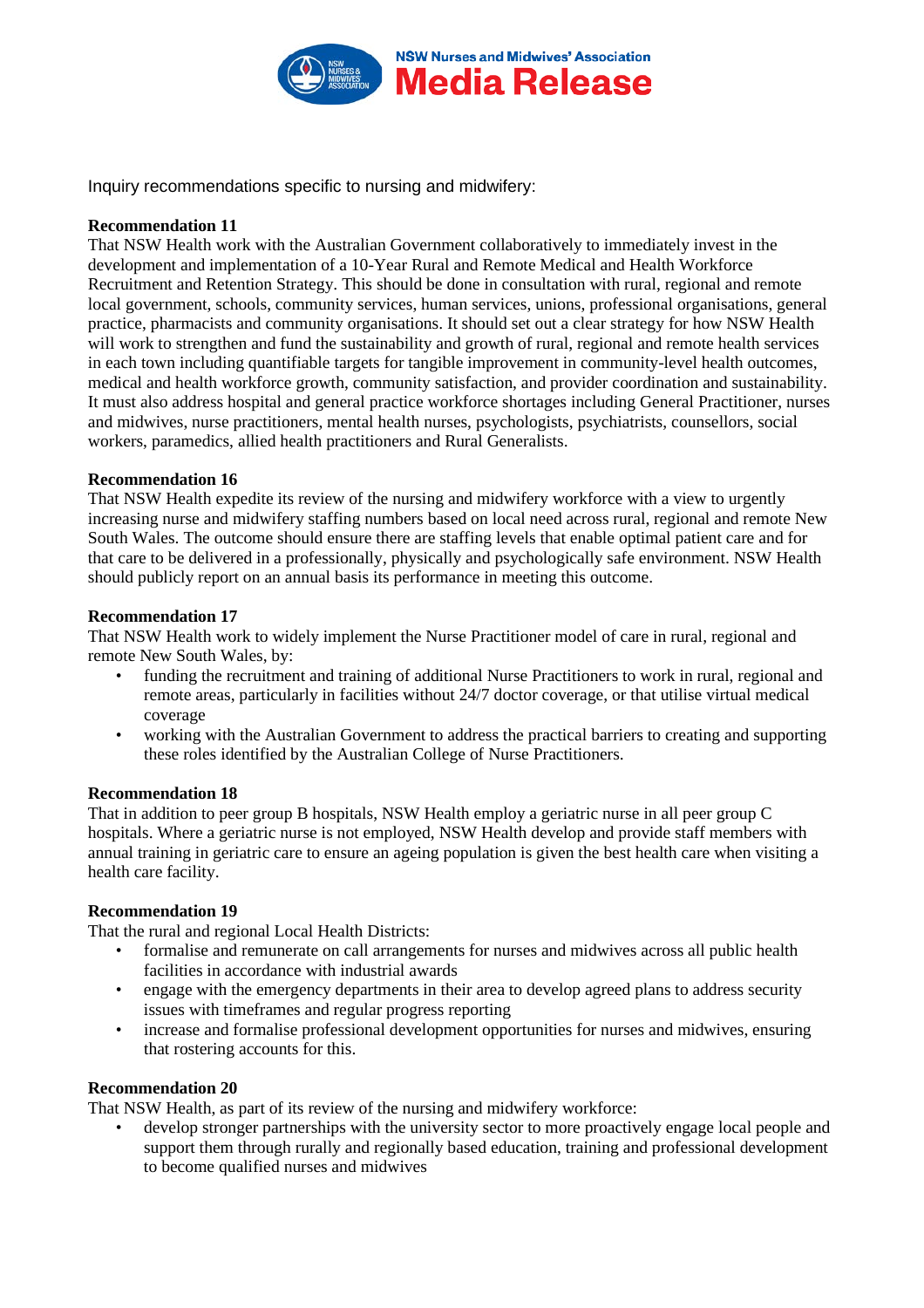Inquiry recommendations specific to nursing and midwifery:

**Recommendation 11**

That NSW Health work with the Australian Government collaboratively to immediately invest in the development and implementation of a 10-Year Rural and Remote Medical and Health Workforce Recruitment and Retention Strategy. This should be done in consultation with rural, regional and remote local government, schools, community services, human services, unions, professional organisations, general practice, pharmacists and community organisations. It should set out a clear strategy for how NSW Health will work to strengthen and fund the sustainability and growth of rural, regional and remote health services in each town including quantifiable targets for tangible improvement in community-level health outcomes, medical and health workforce growth, community satisfaction, and provider coordination and sustainability. It must also address hospital and general practice workforce shortages including General Practitioner, nurses and midwives, nurse practitioners, mental health nurses, psychologists, psychiatrists, counsellors, social workers, paramedics, allied health practitioners and Rural Generalists.

**Recommendation 16**

That NSW Health expedite its review of the nursing and midwifery workforce with a view to urgently increasing nurse and midwifery staffing numbers based on local need across rural, regional and remote New South Wales. The outcome should ensure there are staffing levels that enable optimal patient care and for that care to be delivered in a professionally, physically and psychologically safe environment. NSW Health should publicly report on an annual basis its performance in meeting this outcome.

**Recommendation 17**

That NSW Health work to widely implement the Nurse Practitioner model of care in rural, regional and remote New South Wales, by:

- funding the recruitment and training of additional Nurse Practitioners to work in rural, regional and remote areas, particularly in facilities without 24/7 doctor coverage, or that utilise virtual medical coverage
- working with the Australian Government to address the practical barriers to creating and supporting these roles identified by the Australian College of Nurse Practitioners.

**Recommendation 18**

That in addition to peer group B hospitals, NSW Health employ a geriatric nurse in all peer group C hospitals. Where a geriatric nurse is not employed, NSW Health develop and provide staff members with annual training in geriatric care to ensure an ageing population is given the best health care when visiting a health care facility.

**Recommendation 19**

That the rural and regional Local Health Districts:

- formalise and remunerate on call arrangements for nurses and midwives across all public health facilities in accordance with industrial awards
- engage with the emergency departments in their area to develop agreed plans to address security issues with timeframes and regular progress reporting
- increase and formalise professional development opportunities for nurses and midwives, ensuring that rostering accounts for this.

**Recommendation 20**

That NSW Health, as part of its review of the nursing and midwifery workforce:

- develop stronger partnerships with the university sector to more proactively engage local people and support them through rurally and regionally based education, training and professional development to become qualified nurses and midwives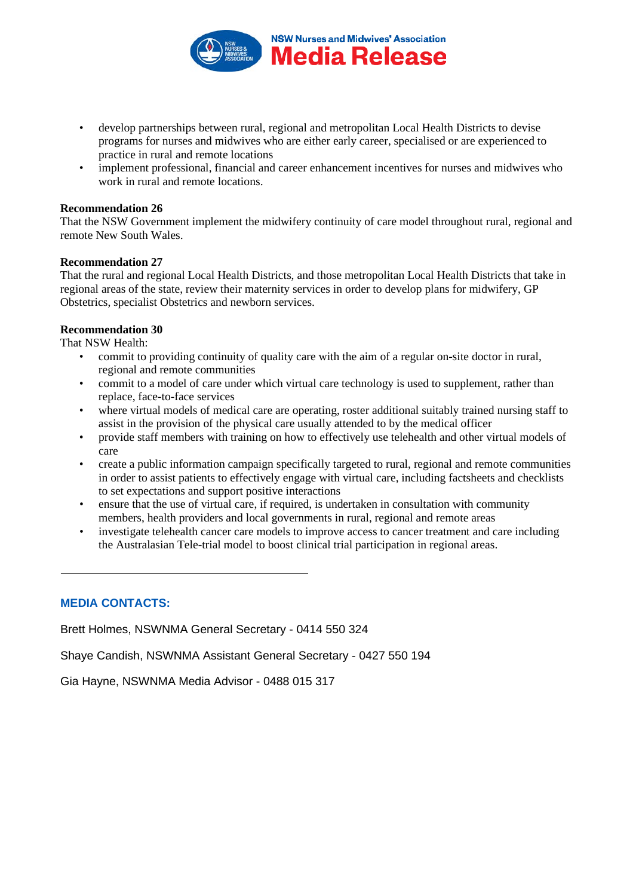- develop partnerships between rural, regional and metropolitan Local Health Districts to devise programs for nurses and midwives who are either early career, specialised or are experienced to practice in rural and remote locations
- implement professional, financial and career enhancement incentives for nurses and midwives who work in rural and remote locations.

**Recommendation 26**
That the NSW Government implement the midwifery continuity of care model throughout rural, regional and remote New South Wales.

**Recommendation 27**
That the rural and regional Local Health Districts, and those metropolitan Local Health Districts that take in regional areas of the state, review their maternity services in order to develop plans for midwifery, GP Obstetrics, specialist Obstetrics and newborn services.

**Recommendation 30**
That NSW Health:

- commit to providing continuity of quality care with the aim of a regular on-site doctor in rural, regional and remote communities
- commit to a model of care under which virtual care technology is used to supplement, rather than replace, face-to-face services
- where virtual models of medical care are operating, roster additional suitably trained nursing staff to assist in the provision of the physical care usually attended to by the medical officer
- provide staff members with training on how to effectively use telehealth and other virtual models of care
- create a public information campaign specifically targeted to rural, regional and remote communities in order to assist patients to effectively engage with virtual care, including factsheets and checklists to set expectations and support positive interactions
- ensure that the use of virtual care, if required, is undertaken in consultation with community members, health providers and local governments in rural, regional and remote areas
- investigate telehealth cancer care models to improve access to cancer treatment and care including the Australasian Tele-trial model to boost clinical trial participation in regional areas.

---

## MEDIA CONTACTS:

Brett Holmes, NSWNMA General Secretary - 0414 550 324

Shaye Candish, NSWNMA Assistant General Secretary - 0427 550 194

Gia Hayne, NSWNMA Media Advisor - 0488 015 317